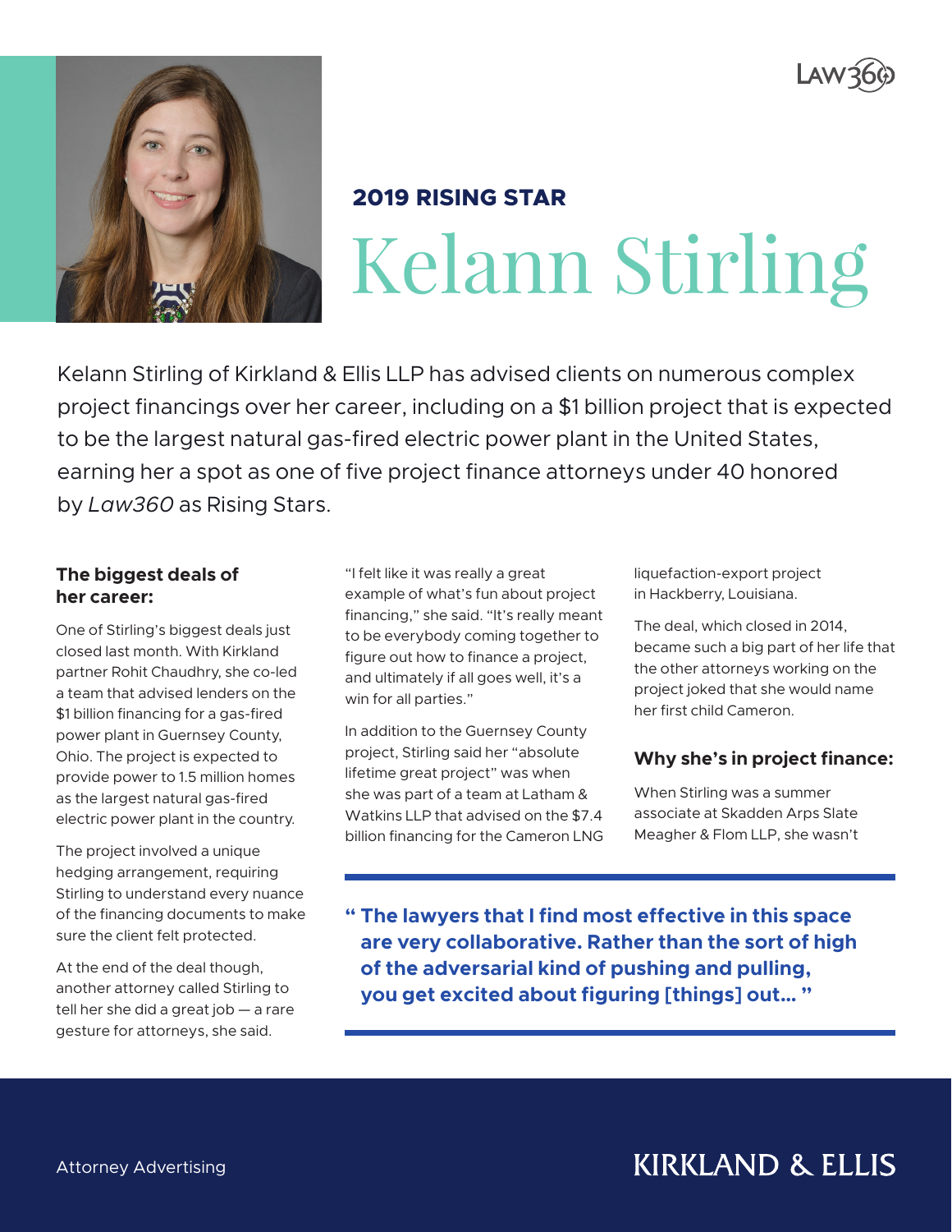## 2019 RISING STAR

# Kelann Stirling

Kelann Stirling of Kirkland & Ellis LLP has advised clients on numerous complex project financings over her career, including on a $1 billion project that is expected to be the largest natural gas-fired electric power plant in the United States, earning her a spot as one of five project finance attorneys under 40 honored by *Law360* as Rising Stars.

### The biggest deals of her career:

One of Stirling's biggest deals just closed last month. With Kirkland partner Rohit Chaudhry, she co-led a team that advised lenders on the $1 billion financing for a gas-fired power plant in Guernsey County, Ohio. The project is expected to provide power to 1.5 million homes as the largest natural gas-fired electric power plant in the country.

The project involved a unique hedging arrangement, requiring Stirling to understand every nuance of the financing documents to make sure the client felt protected.

At the end of the deal though, another attorney called Stirling to tell her she did a great job — a rare gesture for attorneys, she said.

"I felt like it was really a great example of what's fun about project financing," she said. "It's really meant to be everybody coming together to figure out how to finance a project, and ultimately if all goes well, it's a win for all parties."

In addition to the Guernsey County project, Stirling said her "absolute lifetime great project" was when she was part of a team at Latham & Watkins LLP that advised on the $7.4 billion financing for the Cameron LNG liquefaction-export project in Hackberry, Louisiana.

The deal, which closed in 2014, became such a big part of her life that the other attorneys working on the project joked that she would name her first child Cameron.

### Why she's in project finance:

When Stirling was a summer associate at Skadden Arps Slate Meagher & Flom LLP, she wasn't

> **" The lawyers that I find most effective in this space are very collaborative. Rather than the sort of high of the adversarial kind of pushing and pulling, you get excited about figuring [things] out... "**

Attorney Advertising

KIRKLAND & ELLIS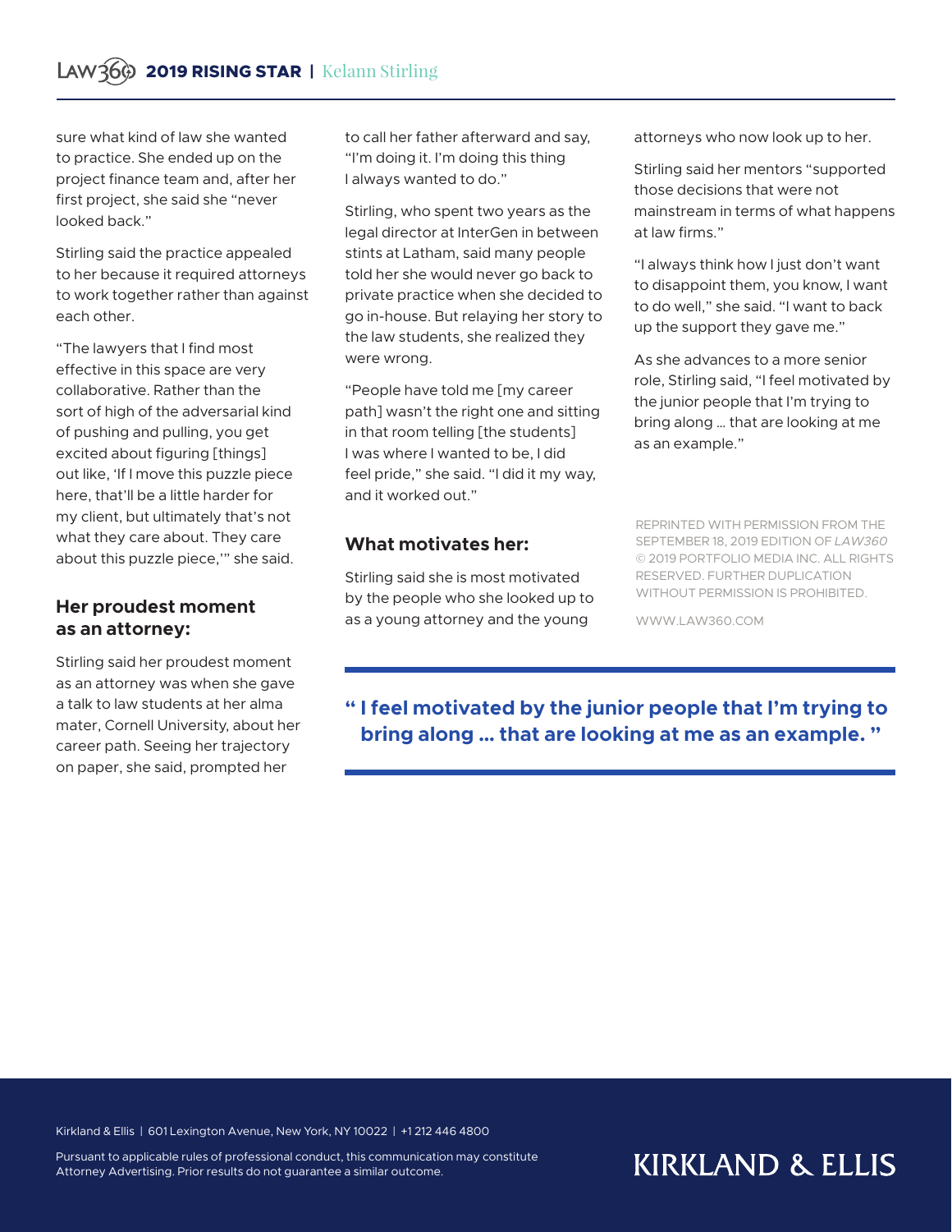sure what kind of law she wanted to practice. She ended up on the project finance team and, after her first project, she said she "never looked back."

Stirling said the practice appealed to her because it required attorneys to work together rather than against each other.

"The lawyers that I find most effective in this space are very collaborative. Rather than the sort of high of the adversarial kind of pushing and pulling, you get excited about figuring [things] out like, 'If I move this puzzle piece here, that'll be a little harder for my client, but ultimately that's not what they care about. They care about this puzzle piece,'" she said.

### Her proudest moment as an attorney:

Stirling said her proudest moment as an attorney was when she gave a talk to law students at her alma mater, Cornell University, about her career path. Seeing her trajectory on paper, she said, prompted her to call her father afterward and say, "I'm doing it. I'm doing this thing I always wanted to do."

Stirling, who spent two years as the legal director at InterGen in between stints at Latham, said many people told her she would never go back to private practice when she decided to go in-house. But relaying her story to the law students, she realized they were wrong.

"People have told me [my career path] wasn't the right one and sitting in that room telling [the students] I was where I wanted to be, I did feel pride," she said. "I did it my way, and it worked out."

### What motivates her:

Stirling said she is most motivated by the people who she looked up to as a young attorney and the young attorneys who now look up to her.

Stirling said her mentors "supported those decisions that were not mainstream in terms of what happens at law firms."

"I always think how I just don't want to disappoint them, you know, I want to do well," she said. "I want to back up the support they gave me."

As she advances to a more senior role, Stirling said, "I feel motivated by the junior people that I'm trying to bring along … that are looking at me as an example."

**" I feel motivated by the junior people that I'm trying to bring along … that are looking at me as an example. "**

REPRINTED WITH PERMISSION FROM THE SEPTEMBER 18, 2019 EDITION OF *LAW360* © 2019 PORTFOLIO MEDIA INC. ALL RIGHTS RESERVED. FURTHER DUPLICATION WITHOUT PERMISSION IS PROHIBITED.

WWW.LAW360.COM

Kirkland & Ellis | 601 Lexington Avenue, New York, NY 10022 | +1 212 446 4800

Pursuant to applicable rules of professional conduct, this communication may constitute Attorney Advertising. Prior results do not guarantee a similar outcome.

KIRKLAND & ELLIS